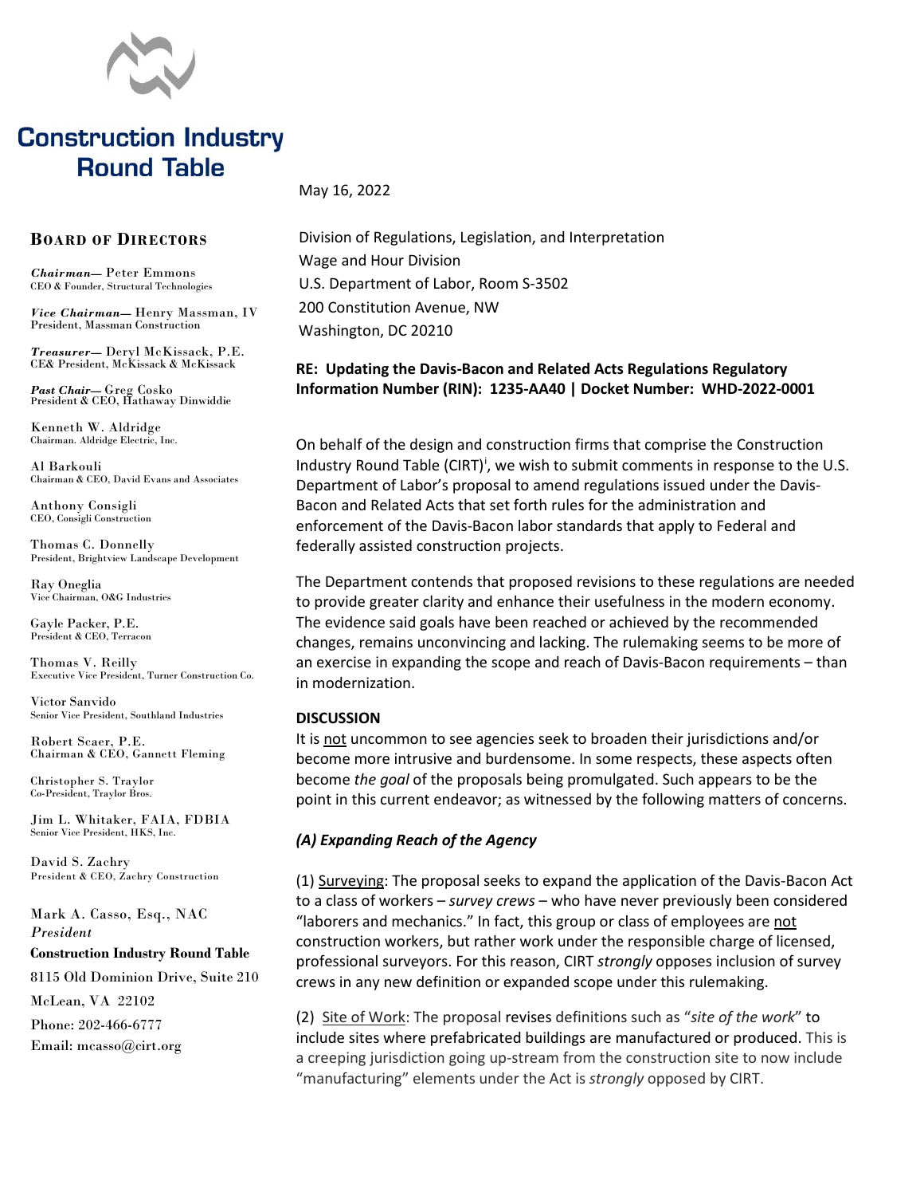# Construction Industry Round Table

**BOARD OF DIRECTORS**

***Chairman—*** Peter Emmons
CEO & Founder, Structural Technologies

***Vice Chairman—*** Henry Massman, IV
President, Massman Construction

***Treasurer—*** Deryl McKissack, P.E.
CE& President, McKissack & McKissack

***Past Chair—*** Greg Cosko
President & CEO, Hathaway Dinwiddie

Kenneth W. Aldridge
Chairman. Aldridge Electric, Inc.

Al Barkouli
Chairman & CEO, David Evans and Associates

Anthony Consigli
CEO, Consigli Construction

Thomas C. Donnelly
President, Brightview Landscape Development

Ray Oneglia
Vice Chairman, O&G Industries

Gayle Packer, P.E.
President & CEO, Terracon

Thomas V. Reilly
Executive Vice President, Turner Construction Co.

Victor Sanvido
Senior Vice President, Southland Industries

Robert Scaer, P.E.
Chairman & CEO, Gannett Fleming

Christopher S. Traylor
Co-President, Traylor Bros.

Jim L. Whitaker, FAIA, FDBIA
Senior Vice President, HKS, Inc.

David S. Zachry
President & CEO, Zachry Construction

Mark A. Casso, Esq., NAC
*President*

**Construction Industry Round Table**
8115 Old Dominion Drive, Suite 210
McLean, VA 22102
Phone: 202-466-6777
Email: mcasso@cirt.org

---

May 16, 2022

Division of Regulations, Legislation, and Interpretation
Wage and Hour Division
U.S. Department of Labor, Room S-3502
200 Constitution Avenue, NW
Washington, DC 20210

**RE: Updating the Davis-Bacon and Related Acts Regulations Regulatory Information Number (RIN): 1235-AA40 | Docket Number: WHD-2022-0001**

On behalf of the design and construction firms that comprise the Construction Industry Round Table (CIRT)[i], we wish to submit comments in response to the U.S. Department of Labor's proposal to amend regulations issued under the Davis-Bacon and Related Acts that set forth rules for the administration and enforcement of the Davis-Bacon labor standards that apply to Federal and federally assisted construction projects.

The Department contends that proposed revisions to these regulations are needed to provide greater clarity and enhance their usefulness in the modern economy. The evidence said goals have been reached or achieved by the recommended changes, remains unconvincing and lacking. The rulemaking seems to be more of an exercise in expanding the scope and reach of Davis-Bacon requirements – than in modernization.

**DISCUSSION**

It is <u>not</u> uncommon to see agencies seek to broaden their jurisdictions and/or become more intrusive and burdensome. In some respects, these aspects often become *the goal* of the proposals being promulgated. Such appears to be the point in this current endeavor; as witnessed by the following matters of concerns.

***(A) Expanding Reach of the Agency***

(1) <u>Surveying</u>: The proposal seeks to expand the application of the Davis-Bacon Act to a class of workers – *survey crews* – who have never previously been considered "laborers and mechanics." In fact, this group or class of employees are <u>not</u> construction workers, but rather work under the responsible charge of licensed, professional surveyors. For this reason, CIRT *strongly* opposes inclusion of survey crews in any new definition or expanded scope under this rulemaking.

(2) <u>Site of Work</u>: The proposal revises definitions such as "*site of the work*" to include sites where prefabricated buildings are manufactured or produced. This is a creeping jurisdiction going up-stream from the construction site to now include "manufacturing" elements under the Act is *strongly* opposed by CIRT.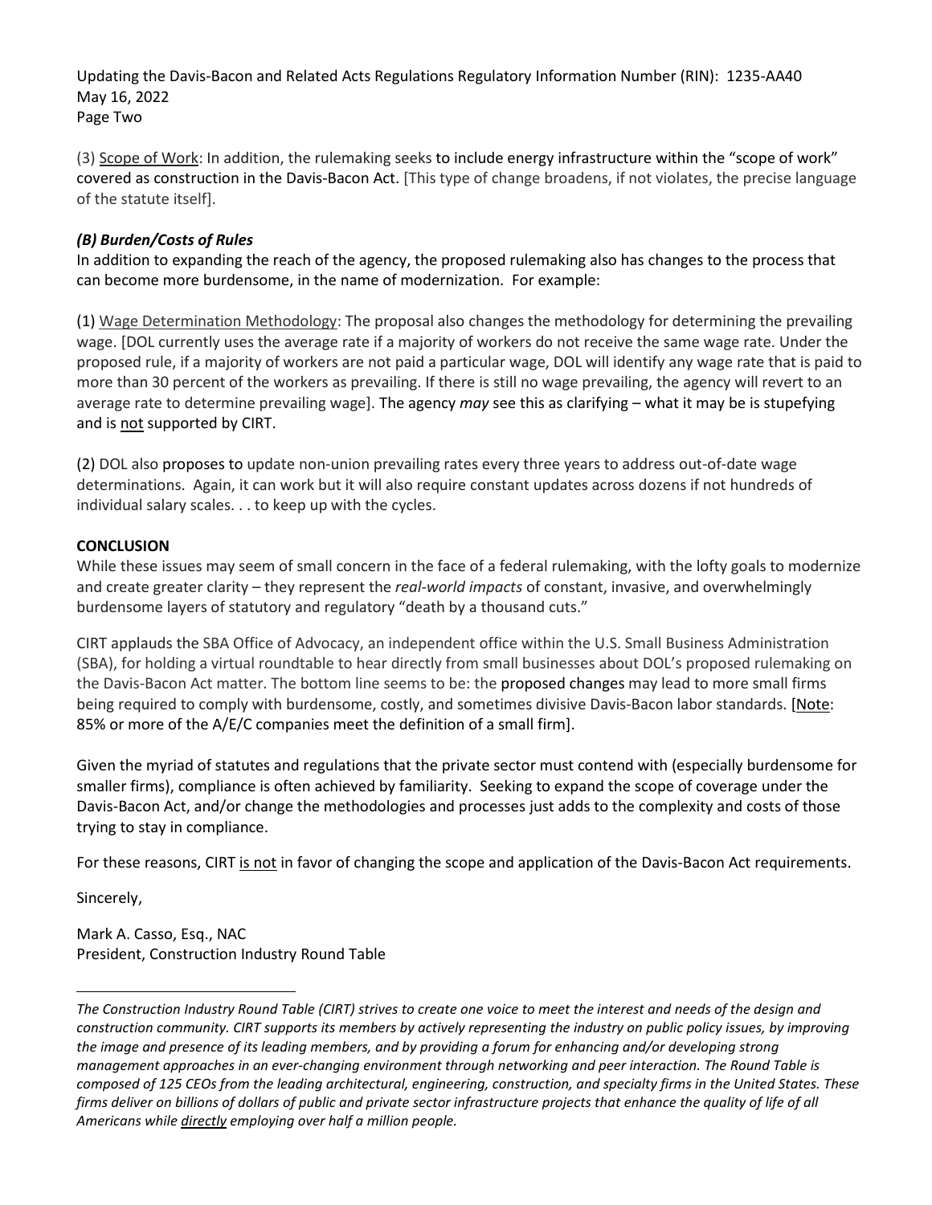(3) Scope of Work: In addition, the rulemaking seeks to include energy infrastructure within the "scope of work" covered as construction in the Davis-Bacon Act. [This type of change broadens, if not violates, the precise language of the statute itself].

***(B) Burden/Costs of Rules***

In addition to expanding the reach of the agency, the proposed rulemaking also has changes to the process that can become more burdensome, in the name of modernization. For example:

(1) Wage Determination Methodology: The proposal also changes the methodology for determining the prevailing wage. [DOL currently uses the average rate if a majority of workers do not receive the same wage rate. Under the proposed rule, if a majority of workers are not paid a particular wage, DOL will identify any wage rate that is paid to more than 30 percent of the workers as prevailing. If there is still no wage prevailing, the agency will revert to an average rate to determine prevailing wage]. The agency *may* see this as clarifying – what it may be is stupefying and is not supported by CIRT.

(2) DOL also proposes to update non-union prevailing rates every three years to address out-of-date wage determinations. Again, it can work but it will also require constant updates across dozens if not hundreds of individual salary scales. . . to keep up with the cycles.

**CONCLUSION**

While these issues may seem of small concern in the face of a federal rulemaking, with the lofty goals to modernize and create greater clarity – they represent the *real-world impacts* of constant, invasive, and overwhelmingly burdensome layers of statutory and regulatory "death by a thousand cuts."

CIRT applauds the SBA Office of Advocacy, an independent office within the U.S. Small Business Administration (SBA), for holding a virtual roundtable to hear directly from small businesses about DOL's proposed rulemaking on the Davis-Bacon Act matter. The bottom line seems to be: the proposed changes may lead to more small firms being required to comply with burdensome, costly, and sometimes divisive Davis-Bacon labor standards. [Note: 85% or more of the A/E/C companies meet the definition of a small firm].

Given the myriad of statutes and regulations that the private sector must contend with (especially burdensome for smaller firms), compliance is often achieved by familiarity. Seeking to expand the scope of coverage under the Davis-Bacon Act, and/or change the methodologies and processes just adds to the complexity and costs of those trying to stay in compliance.

For these reasons, CIRT is not in favor of changing the scope and application of the Davis-Bacon Act requirements.

Sincerely,

Mark A. Casso, Esq., NAC
President, Construction Industry Round Table

---

*The Construction Industry Round Table (CIRT) strives to create one voice to meet the interest and needs of the design and construction community. CIRT supports its members by actively representing the industry on public policy issues, by improving the image and presence of its leading members, and by providing a forum for enhancing and/or developing strong management approaches in an ever-changing environment through networking and peer interaction. The Round Table is composed of 125 CEOs from the leading architectural, engineering, construction, and specialty firms in the United States. These firms deliver on billions of dollars of public and private sector infrastructure projects that enhance the quality of life of all Americans while directly employing over half a million people.*